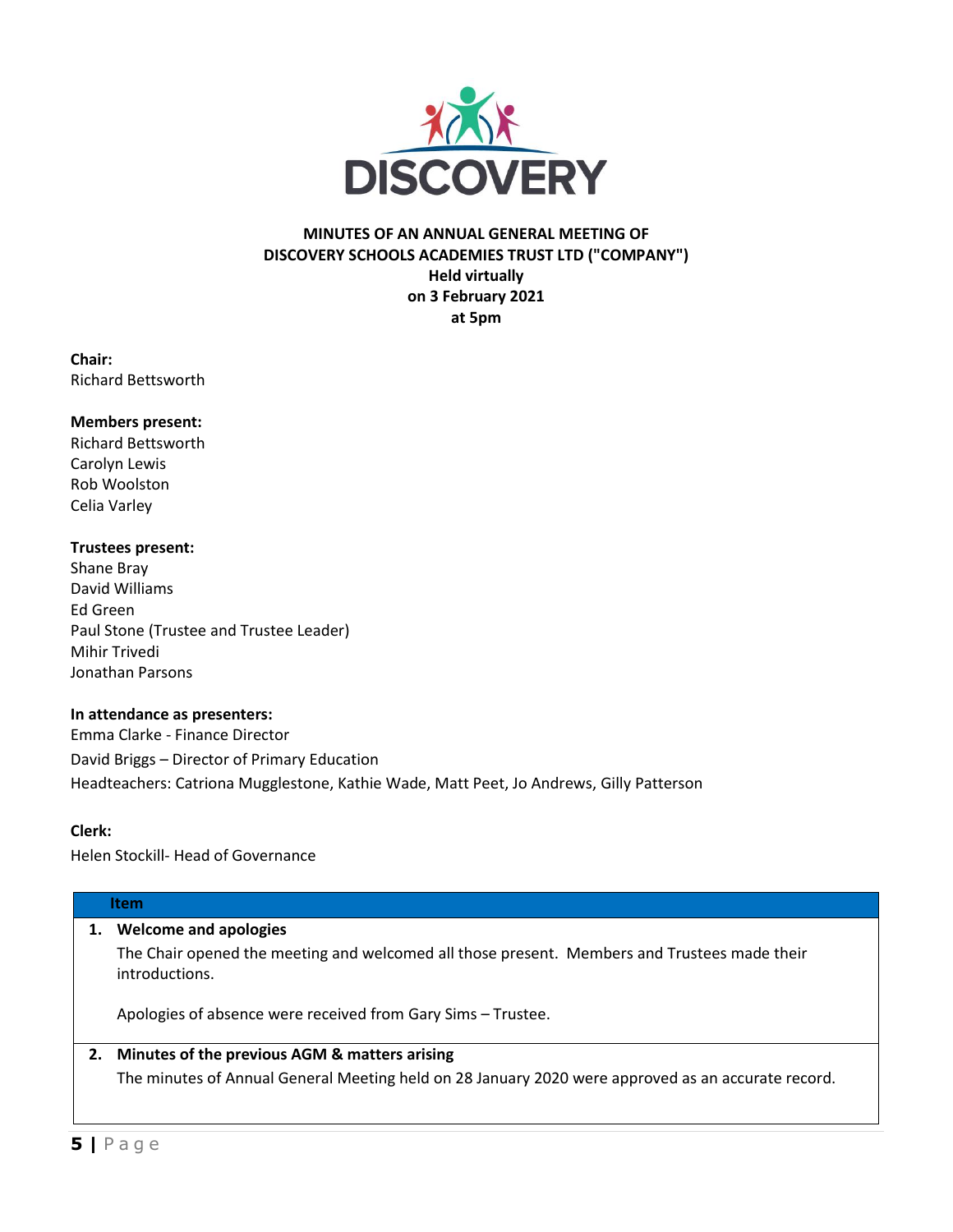# MINUTES OF AN ANNUAL GENERAL MEETING OF DISCOVERY SCHOOLS ACADEMIES TRUST LTD ("COMPANY")

**Held virtually**
**on 3 February 2021**
**at 5pm**

**Chair:**
Richard Bettsworth

**Members present:**
Richard Bettsworth
Carolyn Lewis
Rob Woolston
Celia Varley

**Trustees present:**
Shane Bray
David Williams
Ed Green
Paul Stone (Trustee and Trustee Leader)
Mihir Trivedi
Jonathan Parsons

**In attendance as presenters:**
Emma Clarke - Finance Director
David Briggs – Director of Primary Education
Headteachers: Catriona Mugglestone, Kathie Wade, Matt Peet, Jo Andrews, Gilly Patterson

**Clerk:**
Helen Stockill- Head of Governance

| Item |
|---|
| **1. Welcome and apologies**<br>The Chair opened the meeting and welcomed all those present. Members and Trustees made their introductions.<br><br>Apologies of absence were received from Gary Sims – Trustee. |
| **2. Minutes of the previous AGM & matters arising**<br>The minutes of Annual General Meeting held on 28 January 2020 were approved as an accurate record. |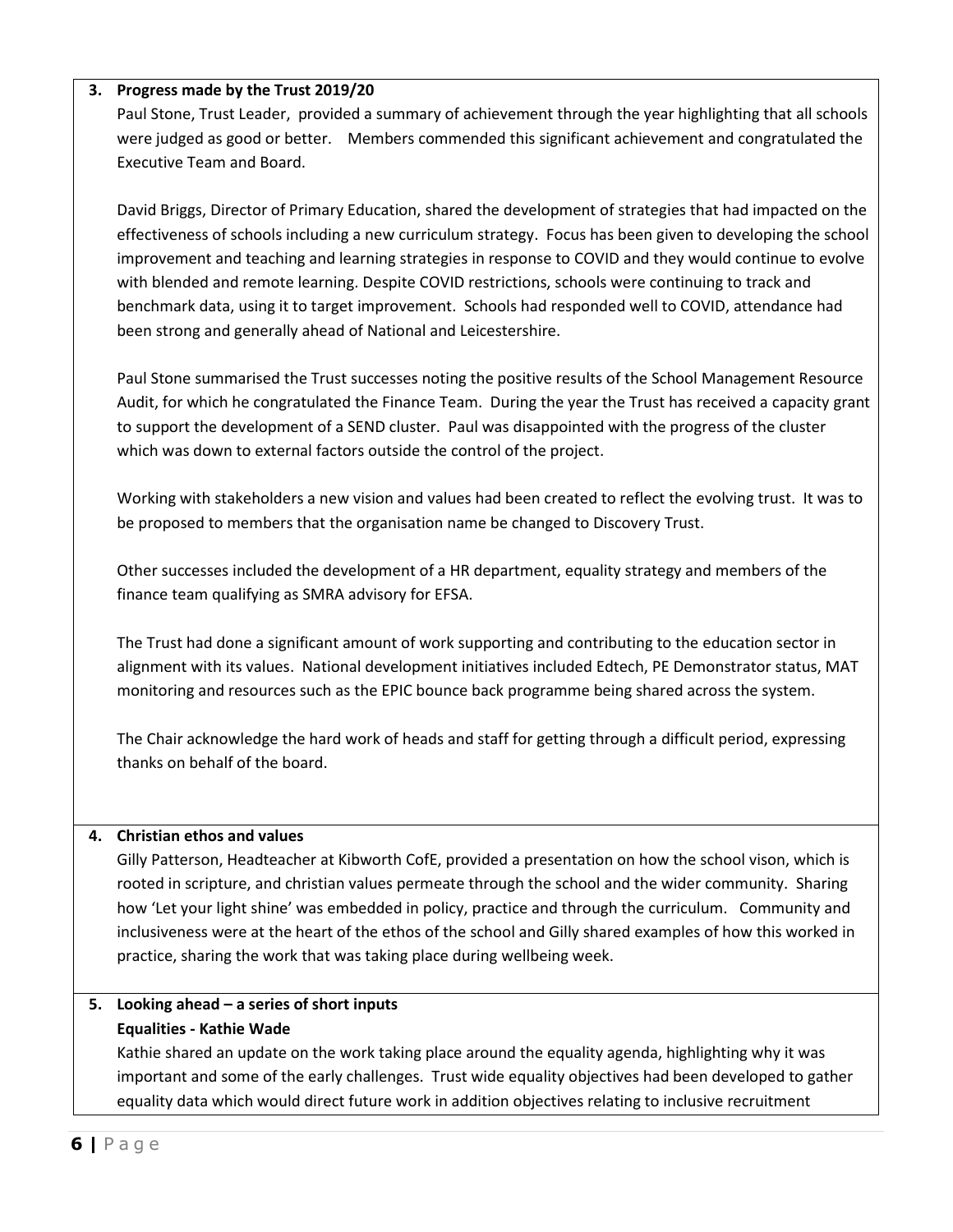**3. Progress made by the Trust 2019/20**

Paul Stone, Trust Leader, provided a summary of achievement through the year highlighting that all schools were judged as good or better. Members commended this significant achievement and congratulated the Executive Team and Board.

David Briggs, Director of Primary Education, shared the development of strategies that had impacted on the effectiveness of schools including a new curriculum strategy. Focus has been given to developing the school improvement and teaching and learning strategies in response to COVID and they would continue to evolve with blended and remote learning. Despite COVID restrictions, schools were continuing to track and benchmark data, using it to target improvement. Schools had responded well to COVID, attendance had been strong and generally ahead of National and Leicestershire.

Paul Stone summarised the Trust successes noting the positive results of the School Management Resource Audit, for which he congratulated the Finance Team. During the year the Trust has received a capacity grant to support the development of a SEND cluster. Paul was disappointed with the progress of the cluster which was down to external factors outside the control of the project.

Working with stakeholders a new vision and values had been created to reflect the evolving trust. It was to be proposed to members that the organisation name be changed to Discovery Trust.

Other successes included the development of a HR department, equality strategy and members of the finance team qualifying as SMRA advisory for EFSA.

The Trust had done a significant amount of work supporting and contributing to the education sector in alignment with its values. National development initiatives included Edtech, PE Demonstrator status, MAT monitoring and resources such as the EPIC bounce back programme being shared across the system.

The Chair acknowledge the hard work of heads and staff for getting through a difficult period, expressing thanks on behalf of the board.

**4. Christian ethos and values**

Gilly Patterson, Headteacher at Kibworth CofE, provided a presentation on how the school vison, which is rooted in scripture, and christian values permeate through the school and the wider community. Sharing how 'Let your light shine' was embedded in policy, practice and through the curriculum. Community and inclusiveness were at the heart of the ethos of the school and Gilly shared examples of how this worked in practice, sharing the work that was taking place during wellbeing week.

**5. Looking ahead – a series of short inputs**

**Equalities - Kathie Wade**

Kathie shared an update on the work taking place around the equality agenda, highlighting why it was important and some of the early challenges. Trust wide equality objectives had been developed to gather equality data which would direct future work in addition objectives relating to inclusive recruitment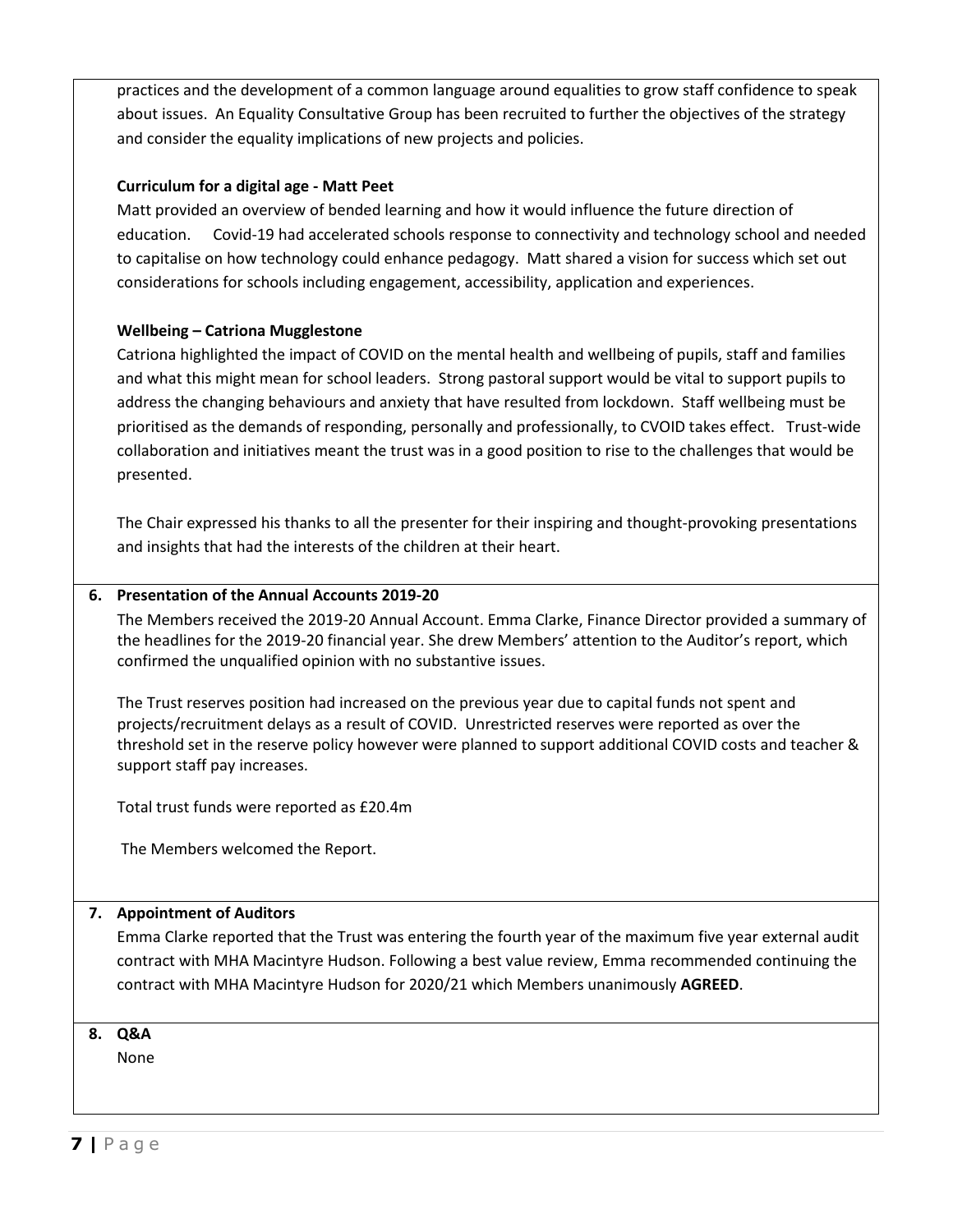practices and the development of a common language around equalities to grow staff confidence to speak about issues. An Equality Consultative Group has been recruited to further the objectives of the strategy and consider the equality implications of new projects and policies.

**Curriculum for a digital age - Matt Peet**

Matt provided an overview of bended learning and how it would influence the future direction of education. Covid-19 had accelerated schools response to connectivity and technology school and needed to capitalise on how technology could enhance pedagogy. Matt shared a vision for success which set out considerations for schools including engagement, accessibility, application and experiences.

**Wellbeing – Catriona Mugglestone**

Catriona highlighted the impact of COVID on the mental health and wellbeing of pupils, staff and families and what this might mean for school leaders. Strong pastoral support would be vital to support pupils to address the changing behaviours and anxiety that have resulted from lockdown. Staff wellbeing must be prioritised as the demands of responding, personally and professionally, to CVOID takes effect. Trust-wide collaboration and initiatives meant the trust was in a good position to rise to the challenges that would be presented.

The Chair expressed his thanks to all the presenter for their inspiring and thought-provoking presentations and insights that had the interests of the children at their heart.

**6. Presentation of the Annual Accounts 2019-20**

The Members received the 2019-20 Annual Account. Emma Clarke, Finance Director provided a summary of the headlines for the 2019-20 financial year. She drew Members' attention to the Auditor's report, which confirmed the unqualified opinion with no substantive issues.

The Trust reserves position had increased on the previous year due to capital funds not spent and projects/recruitment delays as a result of COVID. Unrestricted reserves were reported as over the threshold set in the reserve policy however were planned to support additional COVID costs and teacher & support staff pay increases.

Total trust funds were reported as £20.4m

The Members welcomed the Report.

**7. Appointment of Auditors**

Emma Clarke reported that the Trust was entering the fourth year of the maximum five year external audit contract with MHA Macintyre Hudson. Following a best value review, Emma recommended continuing the contract with MHA Macintyre Hudson for 2020/21 which Members unanimously **AGREED**.

**8. Q&A**

None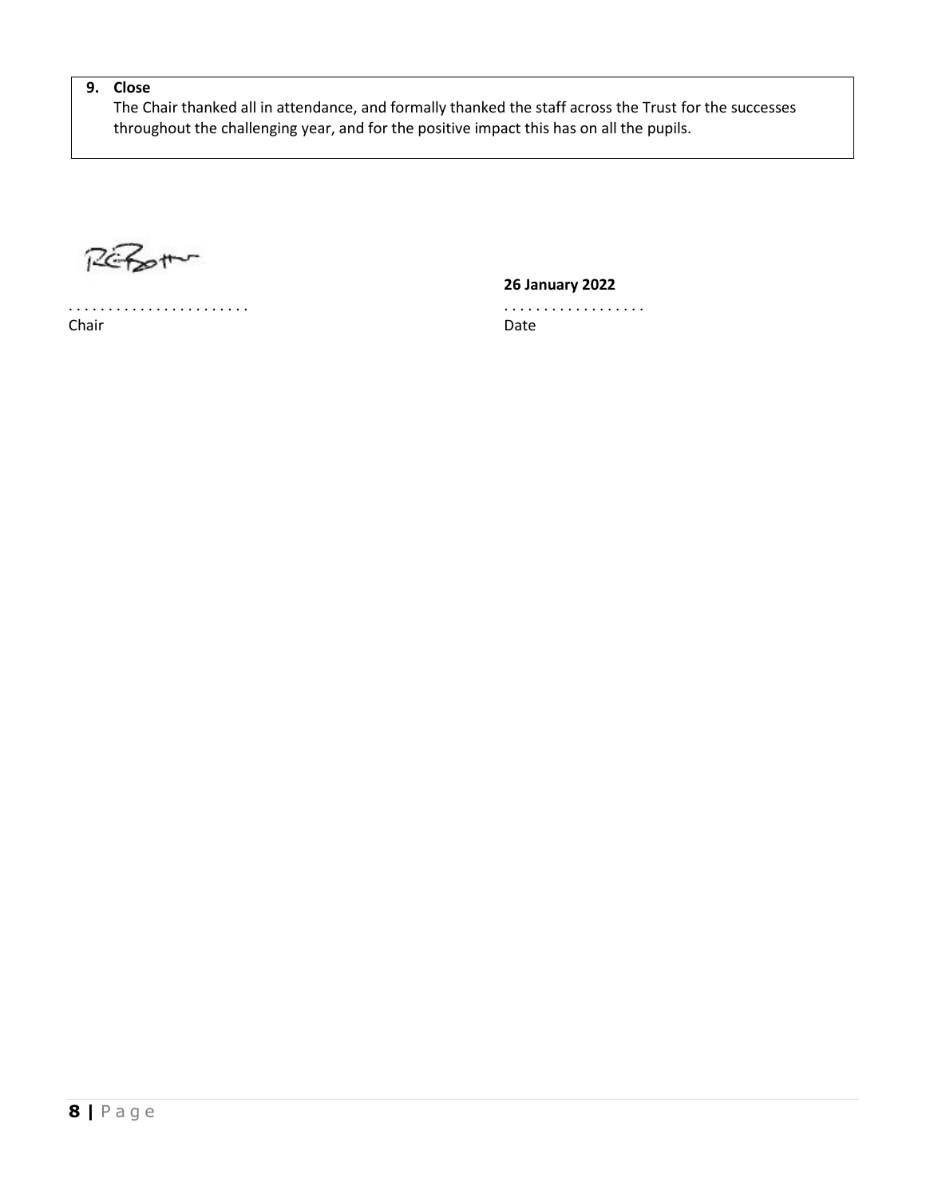**9. Close**

The Chair thanked all in attendance, and formally thanked the staff across the Trust for the successes throughout the challenging year, and for the positive impact this has on all the pupils.

. . . . . . . . . . . . . . . . . . . . . . .
Chair

**26 January 2022**
. . . . . . . . . . . . . . . . . .
Date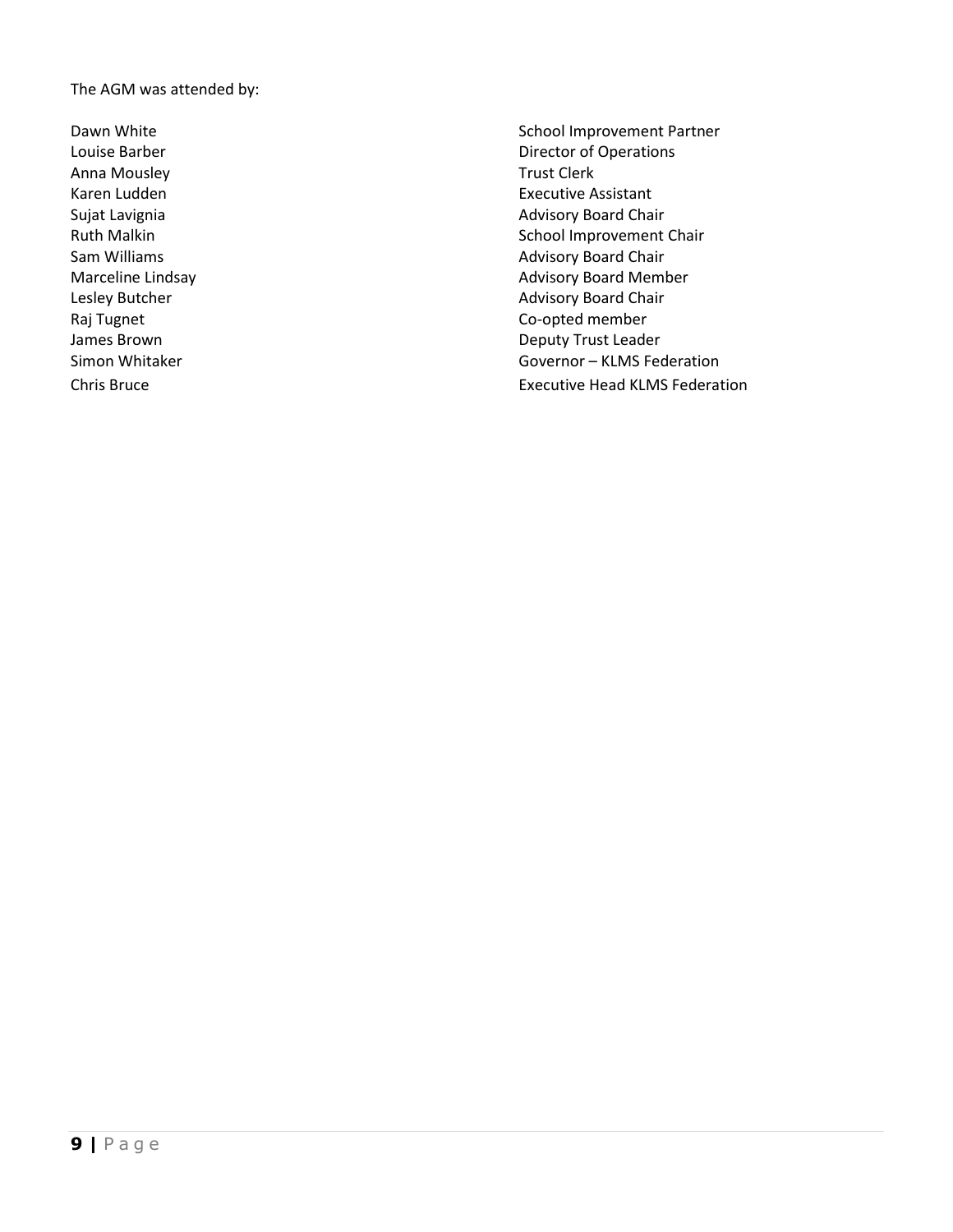The AGM was attended by:

| | |
|---|---|
| Dawn White | School Improvement Partner |
| Louise Barber | Director of Operations |
| Anna Mousley | Trust Clerk |
| Karen Ludden | Executive Assistant |
| Sujat Lavignia | Advisory Board Chair |
| Ruth Malkin | School Improvement Chair |
| Sam Williams | Advisory Board Chair |
| Marceline Lindsay | Advisory Board Member |
| Lesley Butcher | Advisory Board Chair |
| Raj Tugnet | Co-opted member |
| James Brown | Deputy Trust Leader |
| Simon Whitaker | Governor – KLMS Federation |
| Chris Bruce | Executive Head KLMS Federation |